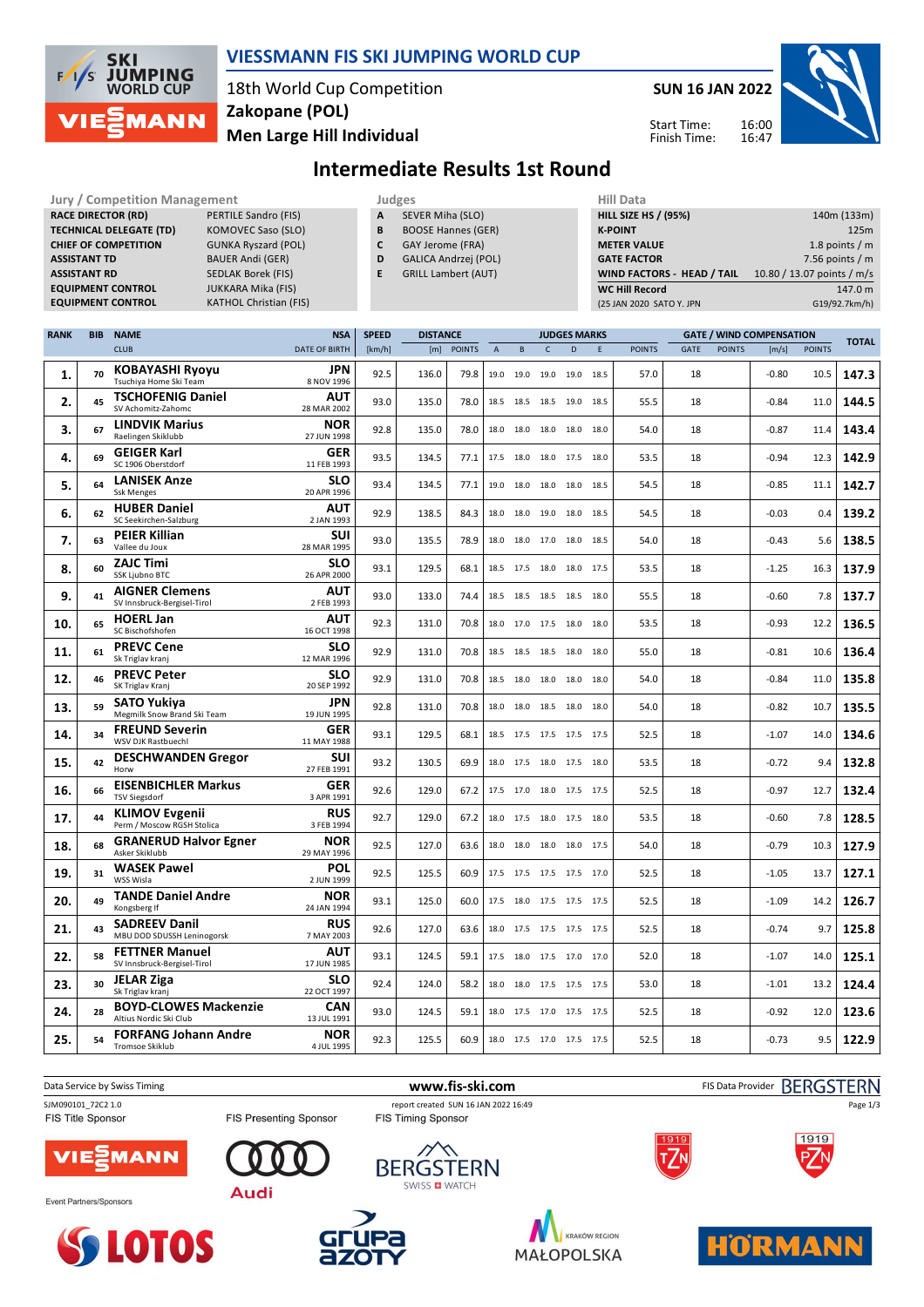# VIESSMANN FIS SKI JUMPING WORLD CUP

18th World Cup Competition
**Zakopane (POL)**
**Men Large Hill Individual**

**SUN 16 JAN 2022**

Start Time: 16:00
Finish Time: 16:47

## Intermediate Results 1st Round

| Jury / Competition Management | |
|---|---|
| RACE DIRECTOR (RD) | PERTILE Sandro (FIS) |
| TECHNICAL DELEGATE (TD) | KOMOVEC Saso (SLO) |
| CHIEF OF COMPETITION | GUNKA Ryszard (POL) |
| ASSISTANT TD | BAUER Andi (GER) |
| ASSISTANT RD | SEDLAK Borek (FIS) |
| EQUIPMENT CONTROL | JUKKARA Mika (FIS) |
| EQUIPMENT CONTROL | KATHOL Christian (FIS) |

| Judges | |
|---|---|
| A | SEVER Miha (SLO) |
| B | BOOSE Hannes (GER) |
| C | GAY Jerome (FRA) |
| D | GALICA Andrzej (POL) |
| E | GRILL Lambert (AUT) |

| Hill Data | |
|---|---|
| HILL SIZE HS / (95%) | 140m (133m) |
| K-POINT | 125m |
| METER VALUE | 1.8 points / m |
| GATE FACTOR | 7.56 points / m |
| WIND FACTORS - HEAD / TAIL | 10.80 / 13.07 points / m/s |
| WC Hill Record | 147.0 m |
| (25 JAN 2020 SATO Y. JPN | G19/92.7km/h) |

| RANK | BIB | NAME / CLUB | NSA / DATE OF BIRTH | SPEED [km/h] | DISTANCE [m] | DISTANCE POINTS | A | B | C | D | E | JUDGES POINTS | GATE | GATE POINTS | WIND [m/s] | WIND POINTS | TOTAL |
|---|---|---|---|---|---|---|---|---|---|---|---|---|---|---|---|---|---|
| 1. | 70 | **KOBAYASHI Ryoyu** Tsuchiya Home Ski Team | JPN 8 NOV 1996 | 92.5 | 136.0 | 79.8 | 19.0 | 19.0 | 19.0 | 19.0 | 18.5 | 57.0 | 18 | | -0.80 | 10.5 | **147.3** |
| 2. | 45 | **TSCHOFENIG Daniel** SV Achomitz-Zahomc | AUT 28 MAR 2002 | 93.0 | 135.0 | 78.0 | 18.5 | 18.5 | 18.5 | 19.0 | 18.5 | 55.5 | 18 | | -0.84 | 11.0 | **144.5** |
| 3. | 67 | **LINDVIK Marius** Raelingen Skiklubb | NOR 27 JUN 1998 | 92.8 | 135.0 | 78.0 | 18.0 | 18.0 | 18.0 | 18.0 | 18.0 | 54.0 | 18 | | -0.87 | 11.4 | **143.4** |
| 4. | 69 | **GEIGER Karl** SC 1906 Oberstdorf | GER 11 FEB 1993 | 93.5 | 134.5 | 77.1 | 17.5 | 18.0 | 18.0 | 17.5 | 18.0 | 53.5 | 18 | | -0.94 | 12.3 | **142.9** |
| 5. | 64 | **LANISEK Anze** Ssk Menges | SLO 20 APR 1996 | 93.4 | 134.5 | 77.1 | 19.0 | 18.0 | 18.0 | 18.0 | 18.5 | 54.5 | 18 | | -0.85 | 11.1 | **142.7** |
| 6. | 62 | **HUBER Daniel** SC Seekirchen-Salzburg | AUT 2 JAN 1993 | 92.9 | 138.5 | 84.3 | 18.0 | 18.0 | 19.0 | 18.0 | 18.5 | 54.5 | 18 | | -0.03 | 0.4 | **139.2** |
| 7. | 63 | **PEIER Killian** Vallee du Joux | SUI 28 MAR 1995 | 93.0 | 135.5 | 78.9 | 18.0 | 18.0 | 17.0 | 18.0 | 18.5 | 54.0 | 18 | | -0.43 | 5.6 | **138.5** |
| 8. | 60 | **ZAJC Timi** SSK Ljubno BTC | SLO 26 APR 2000 | 93.1 | 129.5 | 68.1 | 18.5 | 17.5 | 18.0 | 18.0 | 17.5 | 53.5 | 18 | | -1.25 | 16.3 | **137.9** |
| 9. | 41 | **AIGNER Clemens** SV Innsbruck-Bergisel-Tirol | AUT 2 FEB 1993 | 93.0 | 133.0 | 74.4 | 18.5 | 18.5 | 18.5 | 18.5 | 18.0 | 55.5 | 18 | | -0.60 | 7.8 | **137.7** |
| 10. | 65 | **HOERL Jan** SC Bischofshofen | AUT 16 OCT 1998 | 92.3 | 131.0 | 70.8 | 18.0 | 17.0 | 17.5 | 18.0 | 18.0 | 53.5 | 18 | | -0.93 | 12.2 | **136.5** |
| 11. | 61 | **PREVC Cene** Sk Triglav kranj | SLO 12 MAR 1996 | 92.9 | 131.0 | 70.8 | 18.5 | 18.5 | 18.5 | 18.0 | 18.0 | 55.0 | 18 | | -0.81 | 10.6 | **136.4** |
| 12. | 46 | **PREVC Peter** SK Triglav Kranj | SLO 20 SEP 1992 | 92.9 | 131.0 | 70.8 | 18.5 | 18.0 | 18.0 | 18.0 | 18.0 | 54.0 | 18 | | -0.84 | 11.0 | **135.8** |
| 13. | 59 | **SATO Yukiya** Megmilk Snow Brand Ski Team | JPN 19 JUN 1995 | 92.8 | 131.0 | 70.8 | 18.0 | 18.0 | 18.5 | 18.0 | 18.0 | 54.0 | 18 | | -0.82 | 10.7 | **135.5** |
| 14. | 34 | **FREUND Severin** WSV DJK Rastbuechl | GER 11 MAY 1988 | 93.1 | 129.5 | 68.1 | 18.5 | 17.5 | 17.5 | 17.5 | 17.5 | 52.5 | 18 | | -1.07 | 14.0 | **134.6** |
| 15. | 42 | **DESCHWANDEN Gregor** Horw | SUI 27 FEB 1991 | 93.2 | 130.5 | 69.9 | 18.0 | 17.5 | 18.0 | 17.5 | 18.0 | 53.5 | 18 | | -0.72 | 9.4 | **132.8** |
| 16. | 66 | **EISENBICHLER Markus** TSV Siegsdorf | GER 3 APR 1991 | 92.6 | 129.0 | 67.2 | 17.5 | 17.0 | 18.0 | 17.5 | 17.5 | 52.5 | 18 | | -0.97 | 12.7 | **132.4** |
| 17. | 44 | **KLIMOV Evgenii** Perm / Moscow RGSH Stolica | RUS 3 FEB 1994 | 92.7 | 129.0 | 67.2 | 18.0 | 17.5 | 18.0 | 17.5 | 18.0 | 53.5 | 18 | | -0.60 | 7.8 | **128.5** |
| 18. | 68 | **GRANERUD Halvor Egner** Asker Skiklubb | NOR 29 MAY 1996 | 92.5 | 127.0 | 63.6 | 18.0 | 18.0 | 18.0 | 18.0 | 17.5 | 54.0 | 18 | | -0.79 | 10.3 | **127.9** |
| 19. | 31 | **WASEK Pawel** WSS Wisla | POL 2 JUN 1999 | 92.5 | 125.5 | 60.9 | 17.5 | 17.5 | 17.5 | 17.5 | 17.0 | 52.5 | 18 | | -1.05 | 13.7 | **127.1** |
| 20. | 49 | **TANDE Daniel Andre** Kongsberg If | NOR 24 JAN 1994 | 93.1 | 125.0 | 60.0 | 17.5 | 18.0 | 17.5 | 17.5 | 17.5 | 52.5 | 18 | | -1.09 | 14.2 | **126.7** |
| 21. | 43 | **SADREEV Danil** MBU DOD SDUSSH Leninogorsk | RUS 7 MAY 2003 | 92.6 | 127.0 | 63.6 | 18.0 | 17.5 | 17.5 | 17.5 | 17.5 | 52.5 | 18 | | -0.74 | 9.7 | **125.8** |
| 22. | 58 | **FETTNER Manuel** SV Innsbruck-Bergisel-Tirol | AUT 17 JUN 1985 | 93.1 | 124.5 | 59.1 | 17.5 | 18.0 | 17.5 | 17.0 | 17.0 | 52.0 | 18 | | -1.07 | 14.0 | **125.1** |
| 23. | 30 | **JELAR Ziga** Sk Triglav kranj | SLO 22 OCT 1997 | 92.4 | 124.0 | 58.2 | 18.0 | 18.0 | 17.5 | 17.5 | 17.5 | 53.0 | 18 | | -1.01 | 13.2 | **124.4** |
| 24. | 28 | **BOYD-CLOWES Mackenzie** Altius Nordic Ski Club | CAN 13 JUL 1991 | 93.0 | 124.5 | 59.1 | 18.0 | 17.5 | 17.0 | 17.5 | 17.5 | 52.5 | 18 | | -0.92 | 12.0 | **123.6** |
| 25. | 54 | **FORFANG Johann Andre** Tromsoe Skiklub | NOR 4 JUL 1995 | 92.3 | 125.5 | 60.9 | 18.0 | 17.5 | 17.0 | 17.5 | 17.5 | 52.5 | 18 | | -0.73 | 9.5 | **122.9** |

Data Service by Swiss Timing — www.fis-ski.com — FIS Data Provider BERGSTERN

SJM090101_72C2 1.0 — report created SUN 16 JAN 2022 16:49

FIS Title Sponsor: VIESSMANN — FIS Presenting Sponsor: Audi — FIS Timing Sponsor: BERGSTERN SWISS WATCH

Event Partners/Sponsors: LOTOS, Grupa Azoty, Małopolska, Hörmann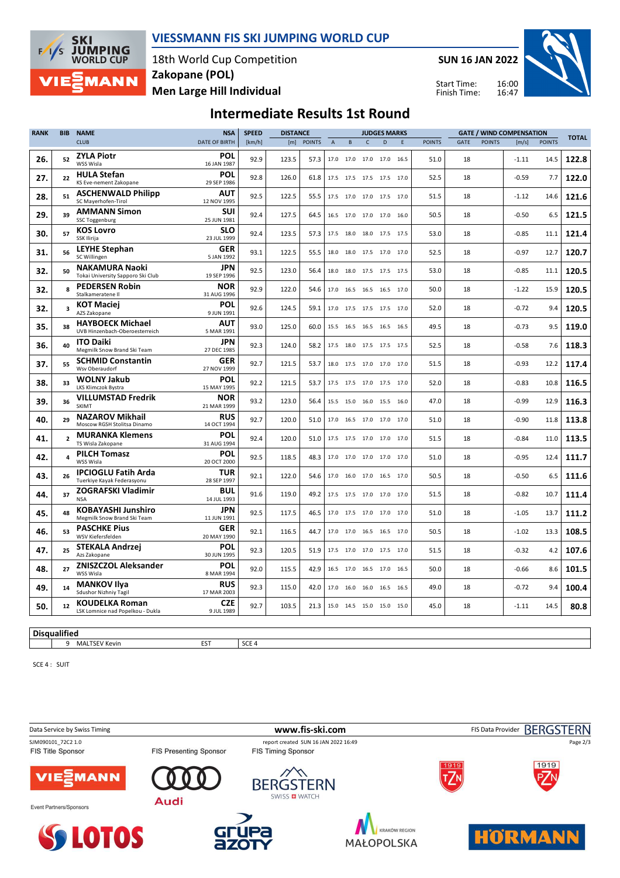# VIESSMANN FIS SKI JUMPING WORLD CUP

18th World Cup Competition
Zakopane (POL)
Men Large Hill Individual

SUN 16 JAN 2022

Start Time: 16:00
Finish Time: 16:47

## Intermediate Results 1st Round

| RANK | BIB | NAME / CLUB | NSA / DATE OF BIRTH | SPEED [km/h] | DISTANCE [m] | DISTANCE POINTS | A | B | C | D | E | JUDGES POINTS | GATE | GATE POINTS | WIND [m/s] | WIND POINTS | TOTAL |
|---|---|---|---|---|---|---|---|---|---|---|---|---|---|---|---|---|---|
| 26. | 52 | ZYLA Piotr / WSS Wisla | POL / 16 JAN 1987 | 92.9 | 123.5 | 57.3 | 17.0 | 17.0 | 17.0 | 17.0 | 16.5 | 51.0 | 18 | | -1.11 | 14.5 | 122.8 |
| 27. | 22 | HULA Stefan / KS Eve-nement Zakopane | POL / 29 SEP 1986 | 92.8 | 126.0 | 61.8 | 17.5 | 17.5 | 17.5 | 17.5 | 17.0 | 52.5 | 18 | | -0.59 | 7.7 | 122.0 |
| 28. | 51 | ASCHENWALD Philipp / SC Mayerhofen-Tirol | AUT / 12 NOV 1995 | 92.5 | 122.5 | 55.5 | 17.5 | 17.0 | 17.0 | 17.5 | 17.0 | 51.5 | 18 | | -1.12 | 14.6 | 121.6 |
| 29. | 39 | AMMANN Simon / SSC Toggenburg | SUI / 25 JUN 1981 | 92.4 | 127.5 | 64.5 | 16.5 | 17.0 | 17.0 | 17.0 | 16.0 | 50.5 | 18 | | -0.50 | 6.5 | 121.5 |
| 30. | 57 | KOS Lovro / SSK Ilirija | SLO / 23 JUL 1999 | 92.4 | 123.5 | 57.3 | 17.5 | 18.0 | 18.0 | 17.5 | 17.5 | 53.0 | 18 | | -0.85 | 11.1 | 121.4 |
| 31. | 56 | LEYHE Stephan / SC Willingen | GER / 5 JAN 1992 | 93.1 | 122.5 | 55.5 | 18.0 | 18.0 | 17.5 | 17.0 | 17.0 | 52.5 | 18 | | -0.97 | 12.7 | 120.7 |
| 32. | 50 | NAKAMURA Naoki / Tokai University Sapporo Ski Club | JPN / 19 SEP 1996 | 92.5 | 123.0 | 56.4 | 18.0 | 18.0 | 17.5 | 17.5 | 17.5 | 53.0 | 18 | | -0.85 | 11.1 | 120.5 |
| 32. | 8 | PEDERSEN Robin / Stalkameratene Il | NOR / 31 AUG 1996 | 92.9 | 122.0 | 54.6 | 17.0 | 16.5 | 16.5 | 16.5 | 17.0 | 50.0 | 18 | | -1.22 | 15.9 | 120.5 |
| 32. | 3 | KOT Maciej / AZS Zakopane | POL / 9 JUN 1991 | 92.6 | 124.5 | 59.1 | 17.0 | 17.5 | 17.5 | 17.5 | 17.0 | 52.0 | 18 | | -0.72 | 9.4 | 120.5 |
| 35. | 38 | HAYBOECK Michael / UVB Hinzenbach-Oberoesterreich | AUT / 5 MAR 1991 | 93.0 | 125.0 | 60.0 | 15.5 | 16.5 | 16.5 | 16.5 | 16.5 | 49.5 | 18 | | -0.73 | 9.5 | 119.0 |
| 36. | 40 | ITO Daiki / Megmilk Snow Brand Ski Team | JPN / 27 DEC 1985 | 92.3 | 124.0 | 58.2 | 17.5 | 18.0 | 17.5 | 17.5 | 17.5 | 52.5 | 18 | | -0.58 | 7.6 | 118.3 |
| 37. | 55 | SCHMID Constantin / Wsv Oberaudorf | GER / 27 NOV 1999 | 92.7 | 121.5 | 53.7 | 18.0 | 17.5 | 17.0 | 17.0 | 17.0 | 51.5 | 18 | | -0.93 | 12.2 | 117.4 |
| 38. | 33 | WOLNY Jakub / LKS Klimczok Bystra | POL / 15 MAY 1995 | 92.2 | 121.5 | 53.7 | 17.5 | 17.5 | 17.0 | 17.5 | 17.0 | 52.0 | 18 | | -0.83 | 10.8 | 116.5 |
| 39. | 36 | VILLUMSTAD Fredrik / SKIMT | NOR / 21 MAR 1999 | 93.2 | 123.0 | 56.4 | 15.5 | 15.0 | 16.0 | 15.5 | 16.0 | 47.0 | 18 | | -0.99 | 12.9 | 116.3 |
| 40. | 29 | NAZAROV Mikhail / Moscow RGSH Stolitsa Dinamo | RUS / 14 OCT 1994 | 92.7 | 120.0 | 51.0 | 17.0 | 16.5 | 17.0 | 17.0 | 17.0 | 51.0 | 18 | | -0.90 | 11.8 | 113.8 |
| 41. | 2 | MURANKA Klemens / TS Wisla Zakopane | POL / 31 AUG 1994 | 92.4 | 120.0 | 51.0 | 17.5 | 17.5 | 17.0 | 17.0 | 17.0 | 51.5 | 18 | | -0.84 | 11.0 | 113.5 |
| 42. | 4 | PILCH Tomasz / WSS Wisla | POL / 20 OCT 2000 | 92.5 | 118.5 | 48.3 | 17.0 | 17.0 | 17.0 | 17.0 | 17.0 | 51.0 | 18 | | -0.95 | 12.4 | 111.7 |
| 43. | 26 | IPCIOGLU Fatih Arda / Tuerkiye Kayak Federasyonu | TUR / 28 SEP 1997 | 92.1 | 122.0 | 54.6 | 17.0 | 16.0 | 17.0 | 16.5 | 17.0 | 50.5 | 18 | | -0.50 | 6.5 | 111.6 |
| 44. | 37 | ZOGRAFSKI Vladimir / NSA | BUL / 14 JUL 1993 | 91.6 | 119.0 | 49.2 | 17.5 | 17.5 | 17.0 | 17.0 | 17.0 | 51.5 | 18 | | -0.82 | 10.7 | 111.4 |
| 45. | 48 | KOBAYASHI Junshiro / Megmilk Snow Brand Ski Team | JPN / 11 JUN 1991 | 92.5 | 117.5 | 46.5 | 17.0 | 17.5 | 17.0 | 17.0 | 17.0 | 51.0 | 18 | | -1.05 | 13.7 | 111.2 |
| 46. | 53 | PASCHKE Pius / WSV Kiefersfelden | GER / 20 MAY 1990 | 92.1 | 116.5 | 44.7 | 17.0 | 17.0 | 16.5 | 16.5 | 17.0 | 50.5 | 18 | | -1.02 | 13.3 | 108.5 |
| 47. | 25 | STEKALA Andrzej / Azs Zakopane | POL / 30 JUN 1995 | 92.3 | 120.5 | 51.9 | 17.5 | 17.0 | 17.0 | 17.5 | 17.0 | 51.5 | 18 | | -0.32 | 4.2 | 107.6 |
| 48. | 27 | ZNISZCZOL Aleksander / WSS Wisla | POL / 8 MAR 1994 | 92.0 | 115.5 | 42.9 | 16.5 | 17.0 | 16.5 | 17.0 | 16.5 | 50.0 | 18 | | -0.66 | 8.6 | 101.5 |
| 49. | 14 | MANKOV Ilya / Sdushor Nizhniy Tagil | RUS / 17 MAR 2003 | 92.3 | 115.0 | 42.0 | 17.0 | 16.0 | 16.0 | 16.5 | 16.5 | 49.0 | 18 | | -0.72 | 9.4 | 100.4 |
| 50. | 12 | KOUDELKA Roman / LSK Lomnice nad Popelkou - Dukla | CZE / 9 JUL 1989 | 92.7 | 103.5 | 21.3 | 15.0 | 14.5 | 15.0 | 15.0 | 15.0 | 45.0 | 18 | | -1.11 | 14.5 | 80.8 |

**Disqualified**

| | BIB | NAME | NSA | REASON |
|---|---|---|---|---|
| | 9 | MALTSEV Kevin | EST | SCE 4 |

SCE 4 : SUIT

Data Service by Swiss Timing — www.fis-ski.com — FIS Data Provider BERGSTERN

SJM090101_72C2 1.0 — report created SUN 16 JAN 2022 16:49

FIS Title Sponsor: VIESSMANN — FIS Presenting Sponsor: Audi — FIS Timing Sponsor: BERGSTERN SWISS WATCH

Event Partners/Sponsors: LOTOS, Grupa Azoty, Kraków Region Małopolska, HÖRMANN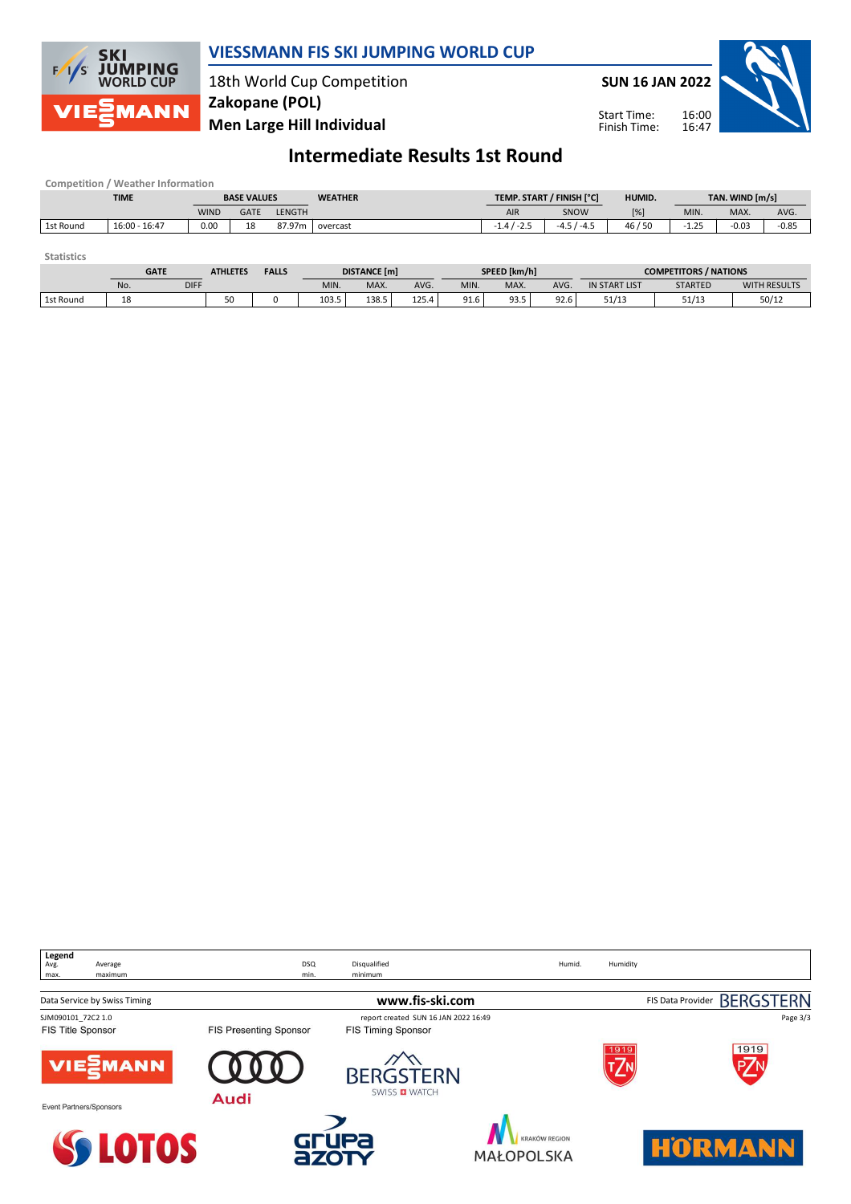# VIESSMANN FIS SKI JUMPING WORLD CUP

18th World Cup Competition
**Zakopane (POL)**
**Men Large Hill Individual**

**SUN 16 JAN 2022**

Start Time: 16:00
Finish Time: 16:47

## Intermediate Results 1st Round

Competition / Weather Information

| | TIME | BASE VALUES | | | WEATHER | TEMP. START / FINISH [°C] | | HUMID. | TAN. WIND [m/s] | | |
|---|---|---|---|---|---|---|---|---|---|---|---|
| | | WIND | GATE | LENGTH | | AIR | SNOW | [%] | MIN. | MAX. | AVG. |
| 1st Round | 16:00 - 16:47 | 0.00 | 18 | 87.97m | overcast | -1.4 / -2.5 | -4.5 / -4.5 | 46 / 50 | -1.25 | -0.03 | -0.85 |

Statistics

| | GATE | | ATHLETES | FALLS | DISTANCE [m] | | | SPEED [km/h] | | | COMPETITORS / NATIONS | | |
|---|---|---|---|---|---|---|---|---|---|---|---|---|---|
| | No. | DIFF | | | MIN. | MAX. | AVG. | MIN. | MAX. | AVG. | IN START LIST | STARTED | WITH RESULTS |
| 1st Round | 18 | | 50 | 0 | 103.5 | 138.5 | 125.4 | 91.6 | 93.5 | 92.6 | 51/13 | 51/13 | 50/12 |

**Legend**

| | | | | | |
|---|---|---|---|---|---|
| Avg. | Average | DSQ | Disqualified | Humid. | Humidity |
| max. | maximum | min. | minimum | | |

Data Service by Swiss Timing — www.fis-ski.com — FIS Data Provider BERGSTERN

SJM090101_72C2 1.0 — report created SUN 16 JAN 2022 16:49

FIS Title Sponsor: VIESSMANN — FIS Presenting Sponsor: Audi — FIS Timing Sponsor: BERGSTERN SWISS WATCH

Event Partners/Sponsors: LOTOS, Grupa Azoty, Kraków Region Małopolska, HÖRMANN